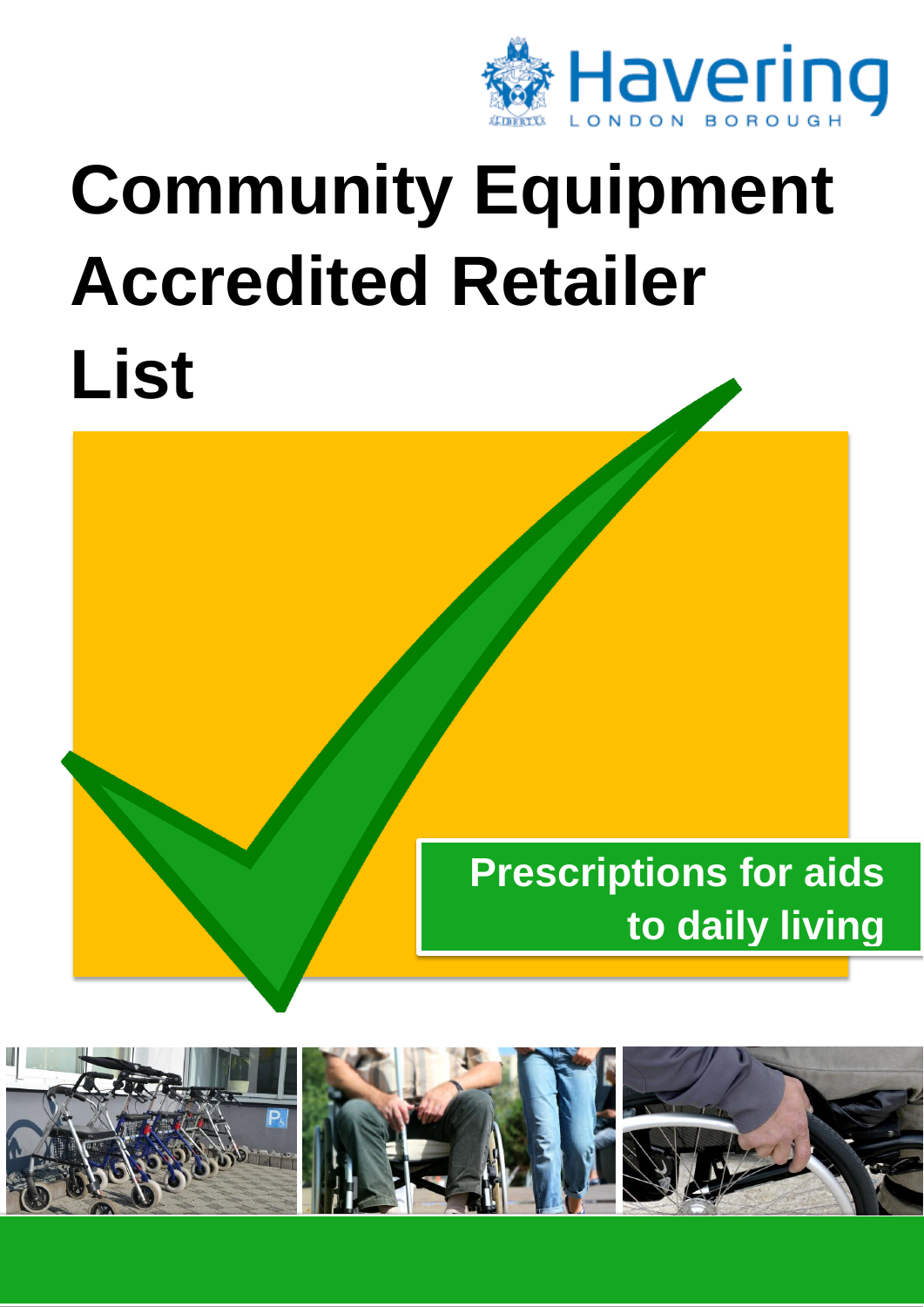Havering

LONDON BOROUGH

# Community Equipment Accredited Retailer List

**Prescriptions for aids to daily living**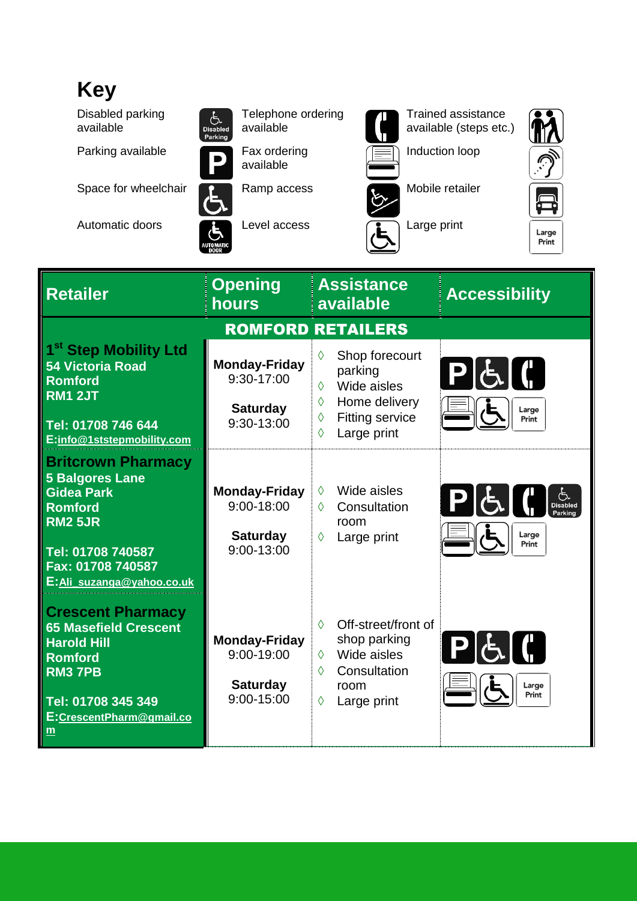# Key

| | | | |
|---|---|---|---|
| Disabled parking available | Telephone ordering available | Trained assistance available (steps etc.) | |
| Parking available | Fax ordering available | Induction loop | |
| Space for wheelchair | Ramp access | Mobile retailer | |
| Automatic doors | Level access | Large print | |

| Retailer | Opening hours | Assistance available | Accessibility |
|---|---|---|---|
| **ROMFORD RETAILERS** | | | |
| **1st Step Mobility Ltd**<br>**54 Victoria Road**<br>**Romford**<br>**RM1 2JT**<br><br>**Tel: 01708 746 644**<br>**E:info@1ststepmobility.com** | **Monday-Friday**<br>9:30-17:00<br><br>**Saturday**<br>9:30-13:00 | ◊ Shop forecourt parking<br>◊ Wide aisles<br>◊ Home delivery<br>◊ Fitting service<br>◊ Large print | Parking, Space for wheelchair, Telephone ordering, Fax ordering, Level access, Large Print |
| **Britcrown Pharmacy**<br>**5 Balgores Lane**<br>**Gidea Park**<br>**Romford**<br>**RM2 5JR**<br><br>**Tel: 01708 740587**<br>**Fax: 01708 740587**<br>**E:Ali_suzanga@yahoo.co.uk** | **Monday-Friday**<br>9:00-18:00<br><br>**Saturday**<br>9:00-13:00 | ◊ Wide aisles<br>◊ Consultation room<br>◊ Large print | Parking, Space for wheelchair, Telephone ordering, Disabled Parking, Fax ordering, Level access, Large Print |
| **Crescent Pharmacy**<br>**65 Masefield Crescent**<br>**Harold Hill**<br>**Romford**<br>**RM3 7PB**<br><br>**Tel: 01708 345 349**<br>**E:CrescentPharm@gmail.com** | **Monday-Friday**<br>9:00-19:00<br><br>**Saturday**<br>9:00-15:00 | ◊ Off-street/front of shop parking<br>◊ Wide aisles<br>◊ Consultation room<br>◊ Large print | Parking, Space for wheelchair, Telephone ordering, Fax ordering, Level access, Large Print |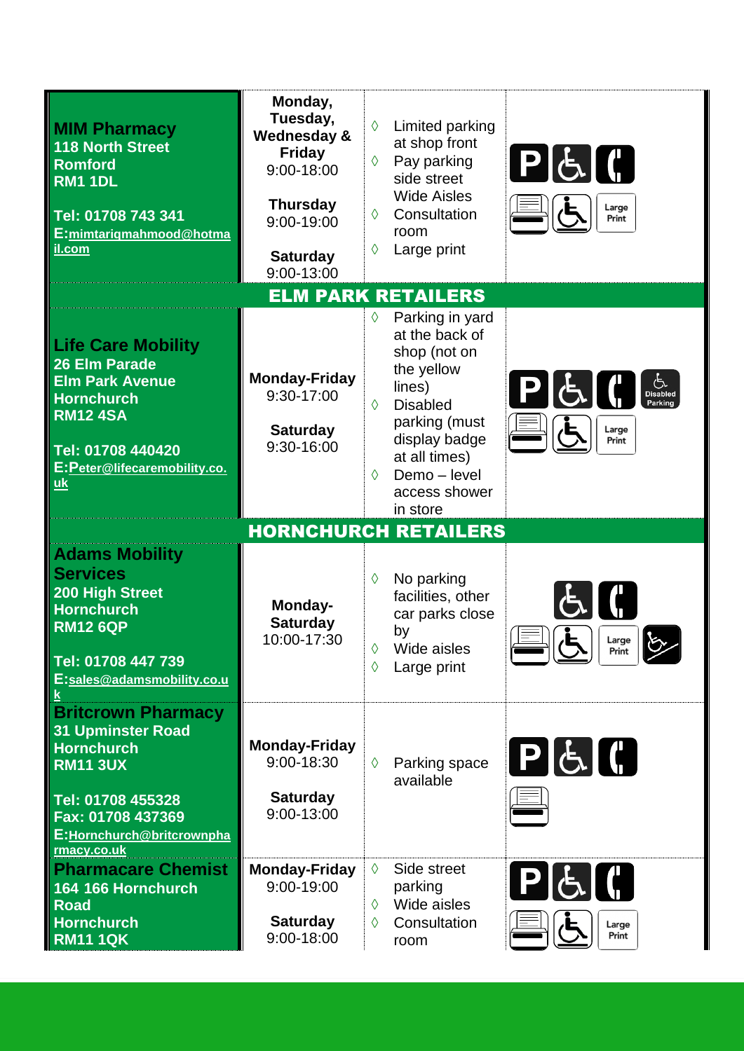| | | | |
|---|---|---|---|
| **MIM Pharmacy**<br>**118 North Street**<br>**Romford**<br>**RM1 1DL**<br><br>**Tel: 01708 743 341**<br>**E:mimtariqmahmood@hotmail.com** | **Monday, Tuesday, Wednesday & Friday**<br>9:00-18:00<br><br>**Thursday**<br>9:00-19:00<br><br>**Saturday**<br>9:00-13:00 | ◊ Limited parking at shop front<br>◊ Pay parking side street Wide Aisles<br>◊ Consultation room<br>◊ Large print | Large Print |
| **ELM PARK RETAILERS** | | | |
| **Life Care Mobility**<br>**26 Elm Parade**<br>**Elm Park Avenue**<br>**Hornchurch**<br>**RM12 4SA**<br><br>**Tel: 01708 440420**<br>**E:Peter@lifecaremobility.co.uk** | **Monday-Friday**<br>9:30-17:00<br><br>**Saturday**<br>9:30-16:00 | ◊ Parking in yard at the back of shop (not on the yellow lines)<br>◊ Disabled parking (must display badge at all times)<br>◊ Demo – level access shower in store | Disabled Parking<br>Large Print |
| **HORNCHURCH RETAILERS** | | | |
| **Adams Mobility Services**<br>**200 High Street**<br>**Hornchurch**<br>**RM12 6QP**<br><br>**Tel: 01708 447 739**<br>**E:sales@adamsmobility.co.uk** | **Monday-Saturday**<br>10:00-17:30 | ◊ No parking facilities, other car parks close by<br>◊ Wide aisles<br>◊ Large print | Large Print |
| **Britcrown Pharmacy**<br>**31 Upminster Road**<br>**Hornchurch**<br>**RM11 3UX**<br><br>**Tel: 01708 455328**<br>**Fax: 01708 437369**<br>**E:Hornchurch@britcrownpharmacy.co.uk** | **Monday-Friday**<br>9:00-18:30<br><br>**Saturday**<br>9:00-13:00 | ◊ Parking space available | |
| **Pharmacare Chemist**<br>**164 166 Hornchurch Road**<br>**Hornchurch**<br>**RM11 1QK** | **Monday-Friday**<br>9:00-19:00<br><br>**Saturday**<br>9:00-18:00 | ◊ Side street parking<br>◊ Wide aisles<br>◊ Consultation room | Large Print |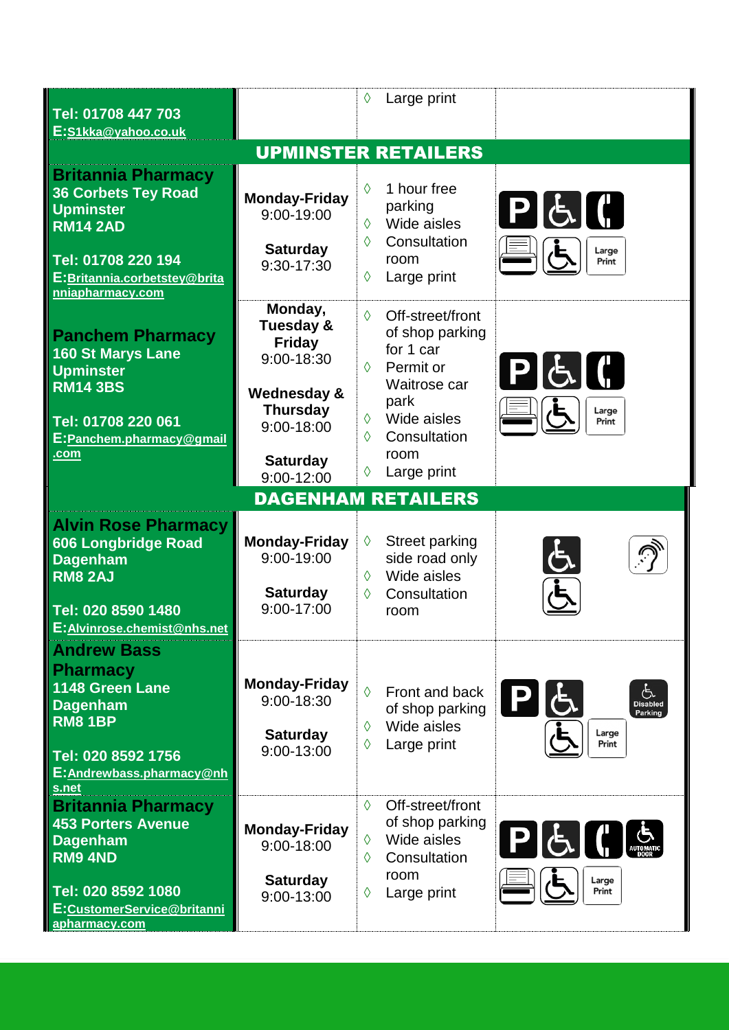| | | | |
|---|---|---|---|
| Tel: 01708 447 703<br>E:S1kka@yahoo.co.uk | | ◊ Large print | |
| **UPMINSTER RETAILERS** | | | |
| **Britannia Pharmacy**<br>**36 Corbets Tey Road**<br>**Upminster**<br>**RM14 2AD**<br><br>**Tel: 01708 220 194**<br>**E:Britannia.corbetstey@britanniapharmacy.com** | **Monday-Friday**<br>9:00-19:00<br><br>**Saturday**<br>9:30-17:30 | ◊ 1 hour free parking<br>◊ Wide aisles<br>◊ Consultation room<br>◊ Large print | Large Print |
| **Panchem Pharmacy**<br>**160 St Marys Lane**<br>**Upminster**<br>**RM14 3BS**<br><br>**Tel: 01708 220 061**<br>**E:Panchem.pharmacy@gmail.com** | **Monday, Tuesday & Friday**<br>9:00-18:30<br><br>**Wednesday & Thursday**<br>9:00-18:00<br><br>**Saturday**<br>9:00-12:00 | ◊ Off-street/front of shop parking for 1 car<br>◊ Permit or Waitrose car park<br>◊ Wide aisles<br>◊ Consultation room<br>◊ Large print | Large Print |
| **DAGENHAM RETAILERS** | | | |
| **Alvin Rose Pharmacy**<br>**606 Longbridge Road**<br>**Dagenham**<br>**RM8 2AJ**<br><br>**Tel: 020 8590 1480**<br>**E:Alvinrose.chemist@nhs.net** | **Monday-Friday**<br>9:00-19:00<br><br>**Saturday**<br>9:00-17:00 | ◊ Street parking side road only<br>◊ Wide aisles<br>◊ Consultation room | |
| **Andrew Bass Pharmacy**<br>**1148 Green Lane**<br>**Dagenham**<br>**RM8 1BP**<br><br>**Tel: 020 8592 1756**<br>**E:Andrewbass.pharmacy@nhs.net** | **Monday-Friday**<br>9:00-18:30<br><br>**Saturday**<br>9:00-13:00 | ◊ Front and back of shop parking<br>◊ Wide aisles<br>◊ Large print | Disabled Parking<br>Large Print |
| **Britannia Pharmacy**<br>**453 Porters Avenue**<br>**Dagenham**<br>**RM9 4ND**<br><br>**Tel: 020 8592 1080**<br>**E:CustomerService@britanniapharmacy.com** | **Monday-Friday**<br>9:00-18:00<br><br>**Saturday**<br>9:00-13:00 | ◊ Off-street/front of shop parking<br>◊ Wide aisles<br>◊ Consultation room<br>◊ Large print | Automatic Door<br>Large Print |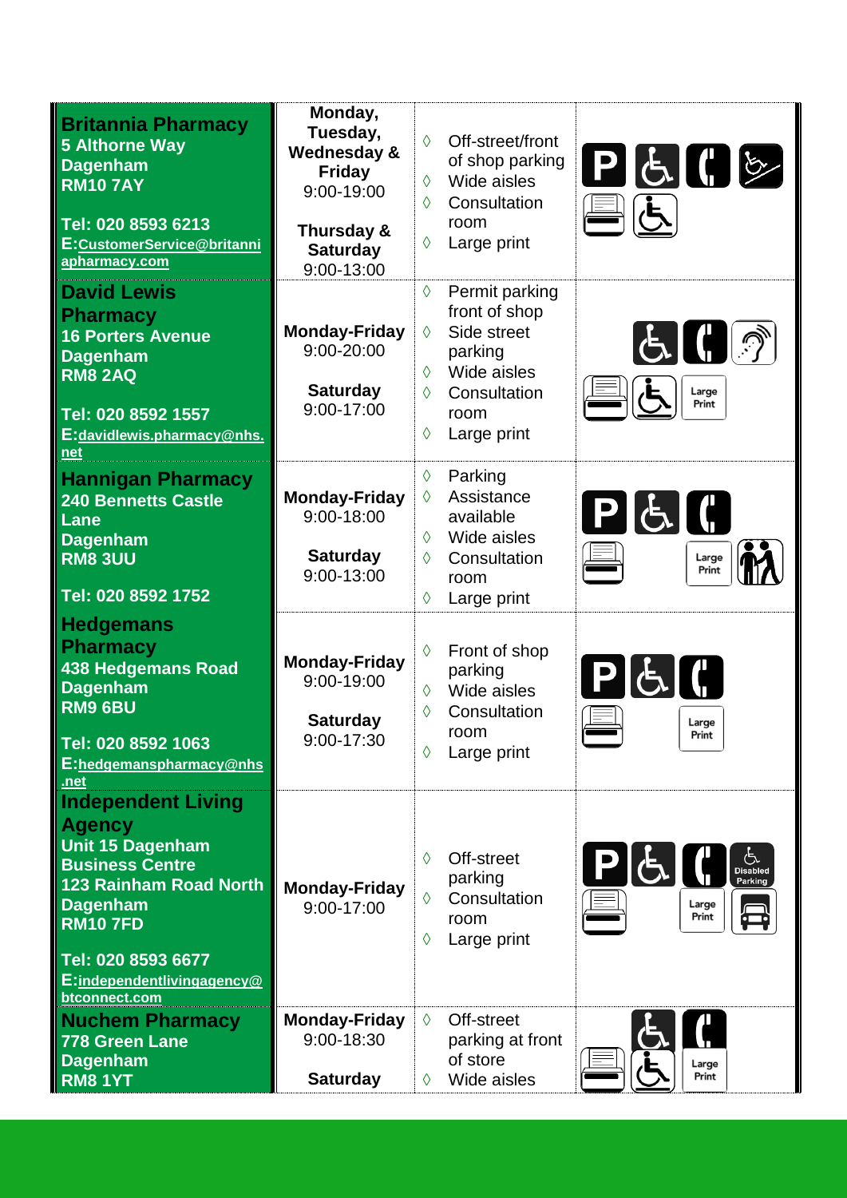| Pharmacy | Opening hours | Facilities | |
|---|---|---|---|
| **Britannia Pharmacy**<br>**5 Althorne Way**<br>**Dagenham**<br>**RM10 7AY**<br><br>**Tel: 020 8593 6213**<br>**E:CustomerService@britanniapharmacy.com** | **Monday, Tuesday, Wednesday & Friday**<br>9:00-19:00<br><br>**Thursday & Saturday**<br>9:00-13:00 | ◊ Off-street/front of shop parking<br>◊ Wide aisles<br>◊ Consultation room<br>◊ Large print | |
| **David Lewis Pharmacy**<br>**16 Porters Avenue**<br>**Dagenham**<br>**RM8 2AQ**<br><br>**Tel: 020 8592 1557**<br>**E:davidlewis.pharmacy@nhs.net** | **Monday-Friday**<br>9:00-20:00<br><br>**Saturday**<br>9:00-17:00 | ◊ Permit parking front of shop<br>◊ Side street parking<br>◊ Wide aisles<br>◊ Consultation room<br>◊ Large print | Large Print |
| **Hannigan Pharmacy**<br>**240 Bennetts Castle Lane**<br>**Dagenham**<br>**RM8 3UU**<br><br>**Tel: 020 8592 1752** | **Monday-Friday**<br>9:00-18:00<br><br>**Saturday**<br>9:00-13:00 | ◊ Parking<br>◊ Assistance available<br>◊ Wide aisles<br>◊ Consultation room<br>◊ Large print | Large Print |
| **Hedgemans Pharmacy**<br>**438 Hedgemans Road**<br>**Dagenham**<br>**RM9 6BU**<br><br>**Tel: 020 8592 1063**<br>**E:hedgemanspharmacy@nhs.net** | **Monday-Friday**<br>9:00-19:00<br><br>**Saturday**<br>9:00-17:30 | ◊ Front of shop parking<br>◊ Wide aisles<br>◊ Consultation room<br>◊ Large print | Large Print |
| **Independent Living Agency**<br>**Unit 15 Dagenham Business Centre**<br>**123 Rainham Road North**<br>**Dagenham**<br>**RM10 7FD**<br><br>**Tel: 020 8593 6677**<br>**E:independentlivingagency@btconnect.com** | **Monday-Friday**<br>9:00-17:00 | ◊ Off-street parking<br>◊ Consultation room<br>◊ Large print | Disabled Parking<br>Large Print |
| **Nuchem Pharmacy**<br>**778 Green Lane**<br>**Dagenham**<br>**RM8 1YT** | **Monday-Friday**<br>9:00-18:30<br><br>**Saturday** | ◊ Off-street parking at front of store<br>◊ Wide aisles | Large Print |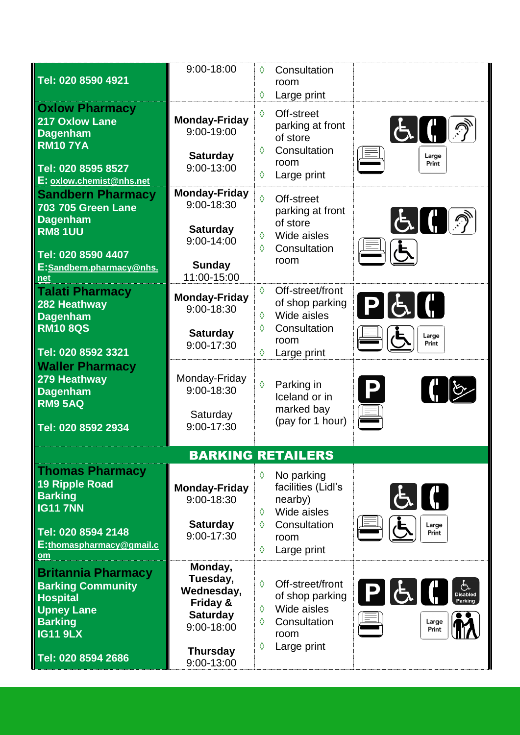| | | | |
|---|---|---|---|
| **Tel: 020 8590 4921** | 9:00-18:00 | ◊ Consultation room<br>◊ Large print | |
| **Oxlow Pharmacy**<br>**217 Oxlow Lane**<br>**Dagenham**<br>**RM10 7YA**<br><br>**Tel: 020 8595 8527**<br>**E: oxlow.chemist@nhs.net** | **Monday-Friday**<br>9:00-19:00<br><br>**Saturday**<br>9:00-13:00 | ◊ Off-street parking at front of store<br>◊ Consultation room<br>◊ Large print | Large Print |
| **Sandbern Pharmacy**<br>**703 705 Green Lane**<br>**Dagenham**<br>**RM8 1UU**<br><br>**Tel: 020 8590 4407**<br>**E:Sandbern.pharmacy@nhs.net** | **Monday-Friday**<br>9:00-18:30<br><br>**Saturday**<br>9:00-14:00<br><br>**Sunday**<br>11:00-15:00 | ◊ Off-street parking at front of store<br>◊ Wide aisles<br>◊ Consultation room | |
| **Talati Pharmacy**<br>**282 Heathway**<br>**Dagenham**<br>**RM10 8QS**<br><br>**Tel: 020 8592 3321** | **Monday-Friday**<br>9:00-18:30<br><br>**Saturday**<br>9:00-17:30 | ◊ Off-street/front of shop parking<br>◊ Wide aisles<br>◊ Consultation room<br>◊ Large print | Large Print |
| **Waller Pharmacy**<br>**279 Heathway**<br>**Dagenham**<br>**RM9 5AQ**<br><br>**Tel: 020 8592 2934** | Monday-Friday<br>9:00-18:30<br><br>Saturday<br>9:00-17:30 | ◊ Parking in Iceland or in marked bay (pay for 1 hour) | |
| **BARKING RETAILERS** | | | |
| **Thomas Pharmacy**<br>**19 Ripple Road**<br>**Barking**<br>**IG11 7NN**<br><br>**Tel: 020 8594 2148**<br>**E:thomaspharmacy@gmail.com** | **Monday-Friday**<br>9:00-18:30<br><br>**Saturday**<br>9:00-17:30 | ◊ No parking facilities (Lidl's nearby)<br>◊ Wide aisles<br>◊ Consultation room<br>◊ Large print | Large Print |
| **Britannia Pharmacy**<br>**Barking Community Hospital**<br>**Upney Lane**<br>**Barking**<br>**IG11 9LX**<br><br>**Tel: 020 8594 2686** | **Monday, Tuesday, Wednesday, Friday & Saturday**<br>9:00-18:00<br><br>**Thursday**<br>9:00-13:00 | ◊ Off-street/front of shop parking<br>◊ Wide aisles<br>◊ Consultation room<br>◊ Large print | Disabled Parking<br>Large Print |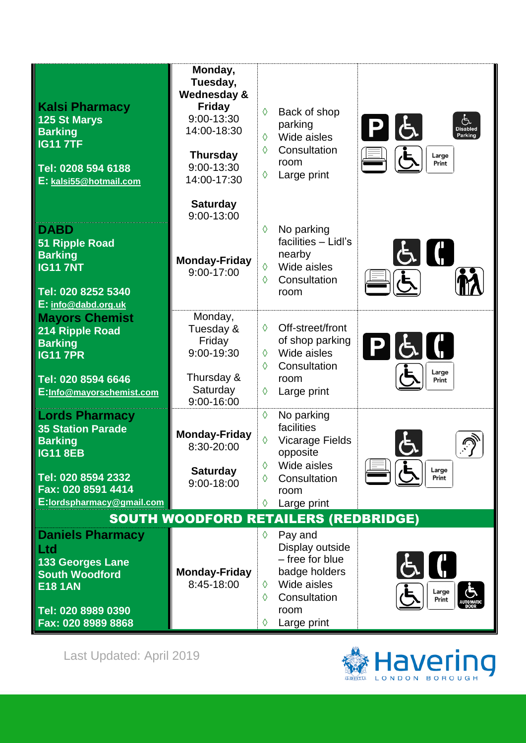| | | | |
|---|---|---|---|
| **Kalsi Pharmacy**<br>**125 St Marys**<br>**Barking**<br>**IG11 7TF**<br><br>**Tel: 0208 594 6188**<br>**E: kalsi55@hotmail.com** | **Monday, Tuesday, Wednesday & Friday**<br>9:00-13:30<br>14:00-18:30<br><br>**Thursday**<br>9:00-13:30<br>14:00-17:30<br><br>**Saturday**<br>9:00-13:00 | ◊ Back of shop parking<br>◊ Wide aisles<br>◊ Consultation room<br>◊ Large print | Disabled Parking<br>Large Print |
| **DABD**<br>**51 Ripple Road**<br>**Barking**<br>**IG11 7NT**<br><br>**Tel: 020 8252 5340**<br>**E: info@dabd.org.uk** | **Monday-Friday**<br>9:00-17:00 | ◊ No parking facilities – Lidl's nearby<br>◊ Wide aisles<br>◊ Consultation room | |
| **Mayors Chemist**<br>**214 Ripple Road**<br>**Barking**<br>**IG11 7PR**<br><br>**Tel: 020 8594 6646**<br>**E:Info@mayorschemist.com** | Monday, Tuesday & Friday<br>9:00-19:30<br><br>Thursday & Saturday<br>9:00-16:00 | ◊ Off-street/front of shop parking<br>◊ Wide aisles<br>◊ Consultation room<br>◊ Large print | Large Print |
| **Lords Pharmacy**<br>**35 Station Parade**<br>**Barking**<br>**IG11 8EB**<br><br>**Tel: 020 8594 2332**<br>**Fax: 020 8591 4414**<br>**E:lordspharmacy@gmail.com** | **Monday-Friday**<br>8:30-20:00<br><br>**Saturday**<br>9:00-18:00 | ◊ No parking facilities<br>◊ Vicarage Fields opposite<br>◊ Wide aisles<br>◊ Consultation room<br>◊ Large print | Large Print |
| **SOUTH WOODFORD RETAILERS (REDBRIDGE)** | | | |
| **Daniels Pharmacy Ltd**<br>**133 Georges Lane**<br>**South Woodford**<br>**E18 1AN**<br><br>**Tel: 020 8989 0390**<br>**Fax: 020 8989 8868** | **Monday-Friday**<br>8:45-18:00 | ◊ Pay and Display outside – free for blue badge holders<br>◊ Wide aisles<br>◊ Consultation room<br>◊ Large print | Large Print<br>AUTOMATIC DOOR |

Last Updated: April 2019

Havering LONDON BOROUGH